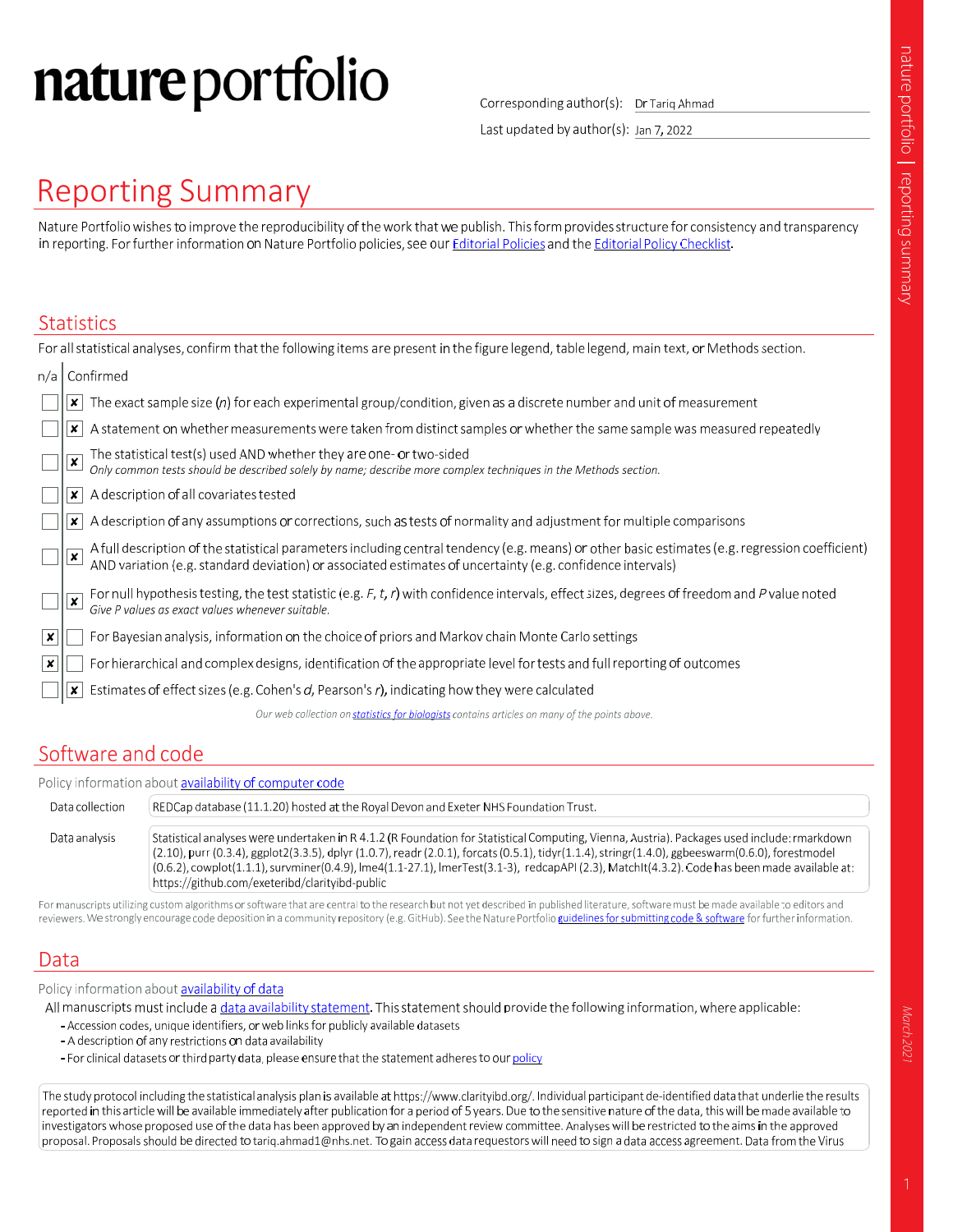# nature portfolio

Corresponding author(s): Dr Tariq Ahmad

Last updated by author(s): Jan 7, 2022

# Reporting Summary

Nature Portfolio wishes to improve the reproducibility of the work that we publish. This form provides structure for consistency and transparency in reporting. For further information on Nature Portfolio policies, see our Editorial Policies and the Editorial Policy Checklist.

## Statistics

For all statistical analyses, confirm that the following items are present in the figure legend, table legend, main text, or Methods section.

| n/a | Confirmed | |
|---|---|---|
| ☐ | ☒ | The exact sample size ($n$) for each experimental group/condition, given as a discrete number and unit of measurement |
| ☐ | ☒ | A statement on whether measurements were taken from distinct samples or whether the same sample was measured repeatedly |
| ☐ | ☒ | The statistical test(s) used AND whether they are one- or two-sided *Only common tests should be described solely by name; describe more complex techniques in the Methods section.* |
| ☐ | ☒ | A description of all covariates tested |
| ☐ | ☒ | A description of any assumptions or corrections, such as tests of normality and adjustment for multiple comparisons |
| ☐ | ☒ | A full description of the statistical parameters including central tendency (e.g. means) or other basic estimates (e.g. regression coefficient) AND variation (e.g. standard deviation) or associated estimates of uncertainty (e.g. confidence intervals) |
| ☐ | ☒ | For null hypothesis testing, the test statistic (e.g. $F$, $t$, $r$) with confidence intervals, effect sizes, degrees of freedom and $P$ value noted *Give P values as exact values whenever suitable.* |
| ☒ | ☐ | For Bayesian analysis, information on the choice of priors and Markov chain Monte Carlo settings |
| ☒ | ☐ | For hierarchical and complex designs, identification of the appropriate level for tests and full reporting of outcomes |
| ☐ | ☒ | Estimates of effect sizes (e.g. Cohen's $d$, Pearson's $r$), indicating how they were calculated |

*Our web collection on statistics for biologists contains articles on many of the points above.*

## Software and code

Policy information about availability of computer code

| | |
|---|---|
| Data collection | REDCap database (11.1.20) hosted at the Royal Devon and Exeter NHS Foundation Trust. |
| Data analysis | Statistical analyses were undertaken in R 4.1.2 (R Foundation for Statistical Computing, Vienna, Austria). Packages used include: rmarkdown (2.10), purr (0.3.4), ggplot2(3.3.5), dplyr (1.0.7), readr (2.0.1), forcats (0.5.1), tidyr(1.1.4), stringr(1.4.0), ggbeeswarm(0.6.0), forestmodel (0.6.2), cowplot(1.1.1), survminer(0.4.9), lme4(1.1-27.1), lmerTest(3.1-3), redcapAPI (2.3), MatchIt(4.3.2). Code has been made available at: https://github.com/exeteribd/clarityibd-public |

For manuscripts utilizing custom algorithms or software that are central to the research but not yet described in published literature, software must be made available to editors and reviewers. We strongly encourage code deposition in a community repository (e.g. GitHub). See the Nature Portfolio guidelines for submitting code & software for further information.

## Data

Policy information about availability of data

All manuscripts must include a data availability statement. This statement should provide the following information, where applicable:

- Accession codes, unique identifiers, or web links for publicly available datasets
- A description of any restrictions on data availability
- For clinical datasets or third party data, please ensure that the statement adheres to our policy

The study protocol including the statistical analysis plan is available at https://www.clarityibd.org/. Individual participant de-identified data that underlie the results reported in this article will be made available immediately after publication for a period of 5 years. Due to the sensitive nature of the data, this will be made available to investigators whose proposed use of the data has been approved by an independent review committee. Analyses will be restricted to the aims in the approved proposal. Proposals should be directed to tariq.ahmad1@nhs.net. To gain access data requestors will need to sign a data access agreement. Data from the Virus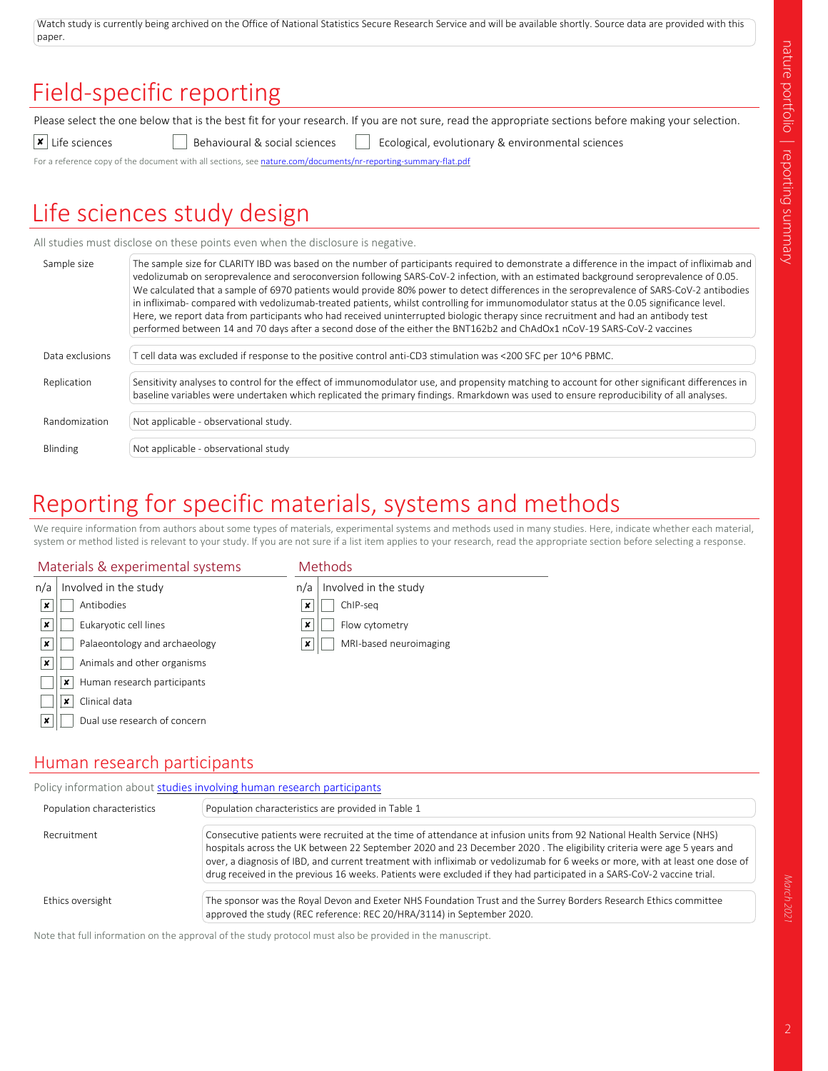Watch study is currently being archived on the Office of National Statistics Secure Research Service and will be available shortly. Source data are provided with this paper.

# Field-specific reporting

Please select the one below that is the best fit for your research. If you are not sure, read the appropriate sections before making your selection.

- [x] Life sciences
- [ ] Behavioural & social sciences
- [ ] Ecological, evolutionary & environmental sciences

For a reference copy of the document with all sections, see nature.com/documents/nr-reporting-summary-flat.pdf

# Life sciences study design

All studies must disclose on these points even when the disclosure is negative.

| | |
|---|---|
| Sample size | The sample size for CLARITY IBD was based on the number of participants required to demonstrate a difference in the impact of infliximab and vedolizumab on seroprevalence and seroconversion following SARS-CoV-2 infection, with an estimated background seroprevalence of 0.05. We calculated that a sample of 6970 patients would provide 80% power to detect differences in the seroprevalence of SARS-CoV-2 antibodies in infliximab- compared with vedolizumab-treated patients, whilst controlling for immunomodulator status at the 0.05 significance level. Here, we report data from participants who had received uninterrupted biologic therapy since recruitment and had an antibody test performed between 14 and 70 days after a second dose of the either the BNT162b2 and ChAdOx1 nCoV-19 SARS-CoV-2 vaccines |
| Data exclusions | T cell data was excluded if response to the positive control anti-CD3 stimulation was <200 SFC per 10^6 PBMC. |
| Replication | Sensitivity analyses to control for the effect of immunomodulator use, and propensity matching to account for other significant differences in baseline variables were undertaken which replicated the primary findings. Rmarkdown was used to ensure reproducibility of all analyses. |
| Randomization | Not applicable - observational study. |
| Blinding | Not applicable - observational study |

# Reporting for specific materials, systems and methods

We require information from authors about some types of materials, experimental systems and methods used in many studies. Here, indicate whether each material, system or method listed is relevant to your study. If you are not sure if a list item applies to your research, read the appropriate section before selecting a response.

## Materials & experimental systems

| n/a | Involved in the study |
|---|---|
| x | Antibodies |
| x | Eukaryotic cell lines |
| x | Palaeontology and archaeology |
| x | Animals and other organisms |
| | x Human research participants |
| | x Clinical data |
| x | Dual use research of concern |

## Methods

| n/a | Involved in the study |
|---|---|
| x | ChIP-seq |
| x | Flow cytometry |
| x | MRI-based neuroimaging |

## Human research participants

Policy information about studies involving human research participants

| | |
|---|---|
| Population characteristics | Population characteristics are provided in Table 1 |
| Recruitment | Consecutive patients were recruited at the time of attendance at infusion units from 92 National Health Service (NHS) hospitals across the UK between 22 September 2020 and 23 December 2020 . The eligibility criteria were age 5 years and over, a diagnosis of IBD, and current treatment with infliximab or vedolizumab for 6 weeks or more, with at least one dose of drug received in the previous 16 weeks. Patients were excluded if they had participated in a SARS-CoV-2 vaccine trial. |
| Ethics oversight | The sponsor was the Royal Devon and Exeter NHS Foundation Trust and the Surrey Borders Research Ethics committee approved the study (REC reference: REC 20/HRA/3114) in September 2020. |

Note that full information on the approval of the study protocol must also be provided in the manuscript.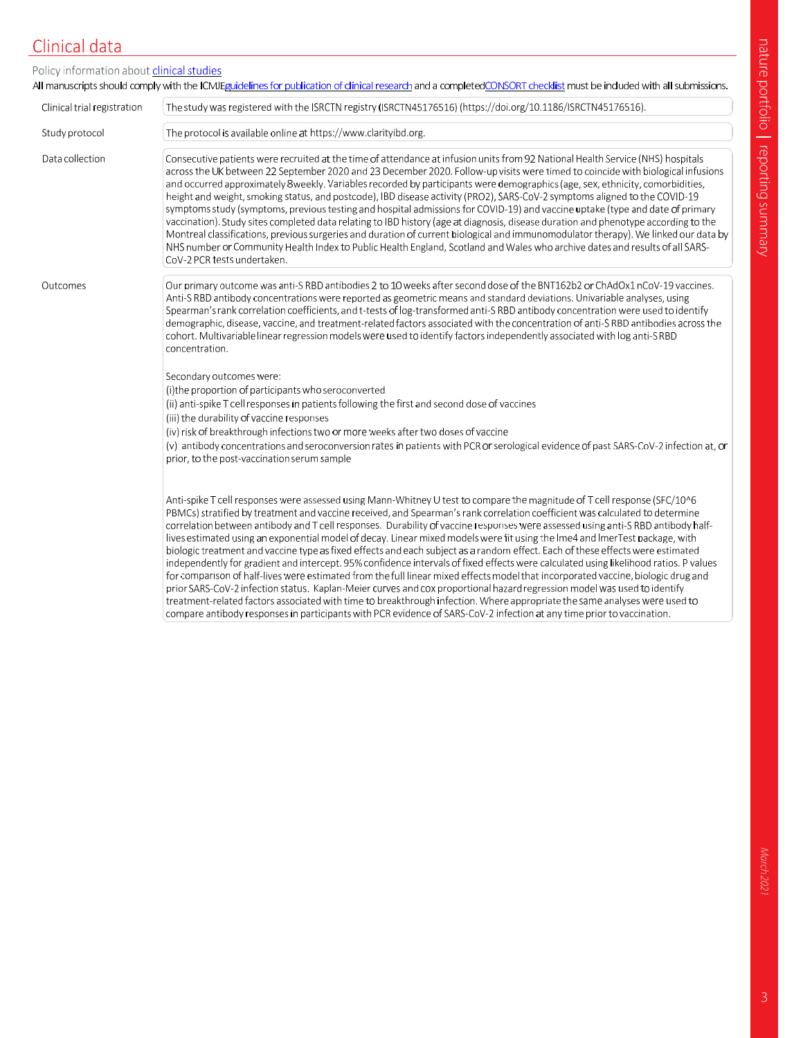## Clinical data

Policy information about clinical studies

All manuscripts should comply with the ICMJE guidelines for publication of clinical research and a completed CONSORT checklist must be included with all submissions.

**Clinical trial registration**

The study was registered with the ISRCTN registry (ISRCTN45176516) (https://doi.org/10.1186/ISRCTN45176516).

**Study protocol**

The protocol is available online at https://www.clarityibd.org.

**Data collection**

Consecutive patients were recruited at the time of attendance at infusion units from 92 National Health Service (NHS) hospitals across the UK between 22 September 2020 and 23 December 2020. Follow-up visits were timed to coincide with biological infusions and occurred approximately 8 weekly. Variables recorded by participants were demographics (age, sex, ethnicity, comorbidities, height and weight, smoking status, and postcode), IBD disease activity (PRO2), SARS-CoV-2 symptoms aligned to the COVID-19 symptoms study (symptoms, previous testing and hospital admissions for COVID-19) and vaccine uptake (type and date of primary vaccination). Study sites completed data relating to IBD history (age at diagnosis, disease duration and phenotype according to the Montreal classifications, previous surgeries and duration of current biological and immunomodulator therapy). We linked our data by NHS number or Community Health Index to Public Health England, Scotland and Wales who archive dates and results of all SARS-CoV-2 PCR tests undertaken.

**Outcomes**

Our primary outcome was anti-S RBD antibodies 2 to 10 weeks after second dose of the BNT162b2 or ChAdOx1 nCoV-19 vaccines. Anti-S RBD antibody concentrations were reported as geometric means and standard deviations. Univariable analyses, using Spearman's rank correlation coefficients, and t-tests of log-transformed anti-S RBD antibody concentration were used to identify demographic, disease, vaccine, and treatment-related factors associated with the concentration of anti-S RBD antibodies across the cohort. Multivariable linear regression models were used to identify factors independently associated with log anti-S RBD concentration.

Secondary outcomes were:
(i) the proportion of participants who seroconverted
(ii) anti-spike T cell responses in patients following the first and second dose of vaccines
(iii) the durability of vaccine responses
(iv) risk of breakthrough infections two or more weeks after two doses of vaccine
(v) antibody concentrations and seroconversion rates in patients with PCR or serological evidence of past SARS-CoV-2 infection at, or prior, to the post-vaccination serum sample

Anti-spike T cell responses were assessed using Mann-Whitney U test to compare the magnitude of T cell response (SFC/10^6 PBMCs) stratified by treatment and vaccine received, and Spearman's rank correlation coefficient was calculated to determine correlation between antibody and T cell responses. Durability of vaccine responses were assessed using anti-S RBD antibody half-lives estimated using an exponential model of decay. Linear mixed models were fit using the lme4 and lmerTest package, with biologic treatment and vaccine type as fixed effects and each subject as a random effect. Each of these effects were estimated independently for gradient and intercept. 95% confidence intervals of fixed effects were calculated using likelihood ratios. P values for comparison of half-lives were estimated from the full linear mixed effects model that incorporated vaccine, biologic drug and prior SARS-CoV-2 infection status. Kaplan-Meier curves and cox proportional hazard regression model was used to identify treatment-related factors associated with time to breakthrough infection. Where appropriate the same analyses were used to compare antibody responses in participants with PCR evidence of SARS-CoV-2 infection at any time prior to vaccination.